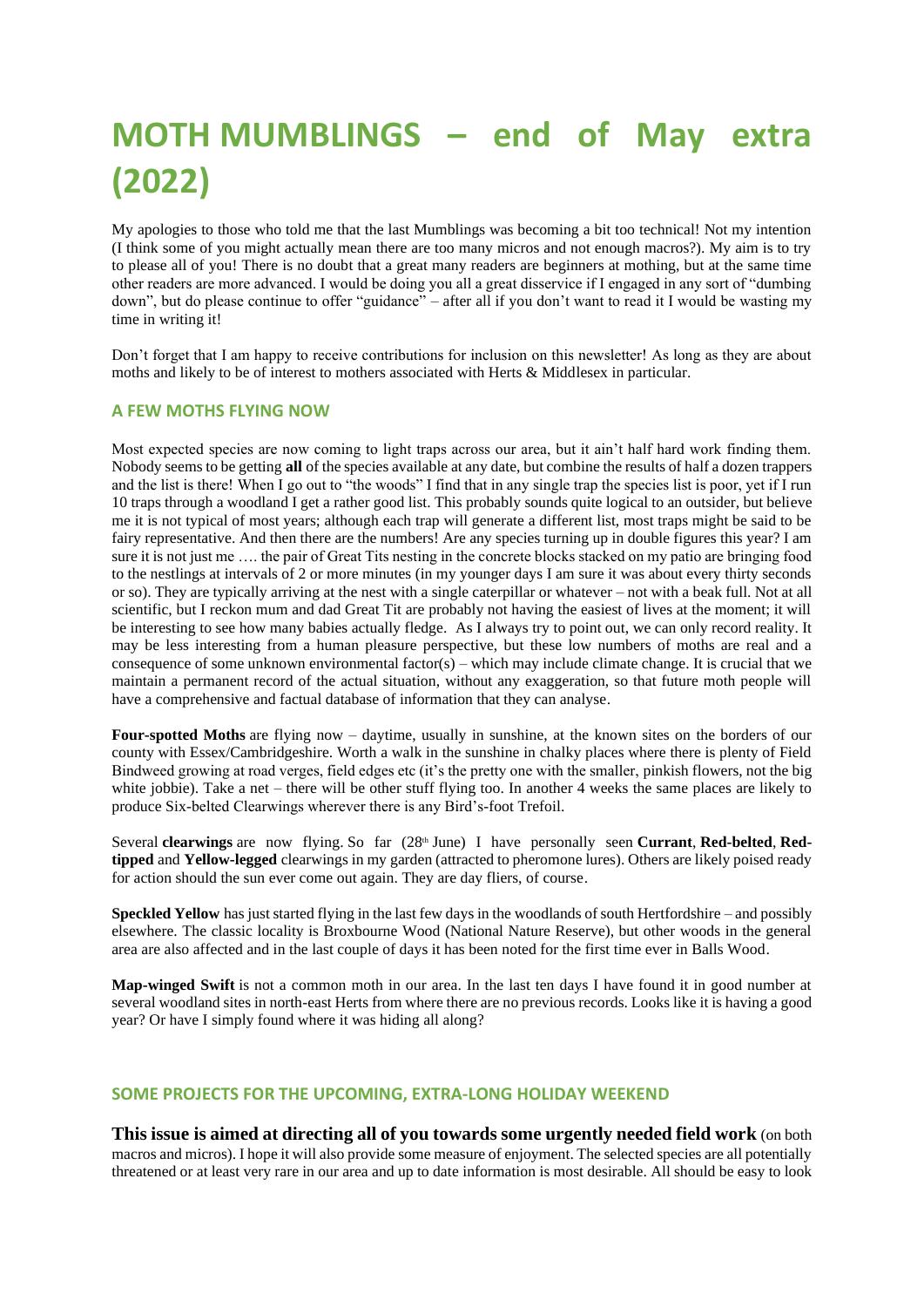# MOTH MUMBLINGS – end of May extra (2022)

My apologies to those who told me that the last Mumblings was becoming a bit too technical! Not my intention (I think some of you might actually mean there are too many micros and not enough macros?). My aim is to try to please all of you! There is no doubt that a great many readers are beginners at mothing, but at the same time other readers are more advanced. I would be doing you all a great disservice if I engaged in any sort of "dumbing down", but do please continue to offer "guidance" – after all if you don't want to read it I would be wasting my time in writing it!

Don't forget that I am happy to receive contributions for inclusion on this newsletter! As long as they are about moths and likely to be of interest to mothers associated with Herts & Middlesex in particular.

### A FEW MOTHS FLYING NOW

Most expected species are now coming to light traps across our area, but it ain't half hard work finding them. Nobody seems to be getting **all** of the species available at any date, but combine the results of half a dozen trappers and the list is there! When I go out to "the woods" I find that in any single trap the species list is poor, yet if I run 10 traps through a woodland I get a rather good list. This probably sounds quite logical to an outsider, but believe me it is not typical of most years; although each trap will generate a different list, most traps might be said to be fairy representative. And then there are the numbers! Are any species turning up in double figures this year? I am sure it is not just me …. the pair of Great Tits nesting in the concrete blocks stacked on my patio are bringing food to the nestlings at intervals of 2 or more minutes (in my younger days I am sure it was about every thirty seconds or so). They are typically arriving at the nest with a single caterpillar or whatever – not with a beak full. Not at all scientific, but I reckon mum and dad Great Tit are probably not having the easiest of lives at the moment; it will be interesting to see how many babies actually fledge. As I always try to point out, we can only record reality. It may be less interesting from a human pleasure perspective, but these low numbers of moths are real and a consequence of some unknown environmental factor(s) – which may include climate change. It is crucial that we maintain a permanent record of the actual situation, without any exaggeration, so that future moth people will have a comprehensive and factual database of information that they can analyse.

**Four-spotted Moths** are flying now – daytime, usually in sunshine, at the known sites on the borders of our county with Essex/Cambridgeshire. Worth a walk in the sunshine in chalky places where there is plenty of Field Bindweed growing at road verges, field edges etc (it's the pretty one with the smaller, pinkish flowers, not the big white jobbie). Take a net – there will be other stuff flying too. In another 4 weeks the same places are likely to produce Six-belted Clearwings wherever there is any Bird's-foot Trefoil.

Several **clearwings** are now flying. So far (28th June) I have personally seen **Currant**, **Red-belted**, **Red-tipped** and **Yellow-legged** clearwings in my garden (attracted to pheromone lures). Others are likely poised ready for action should the sun ever come out again. They are day fliers, of course.

**Speckled Yellow** has just started flying in the last few days in the woodlands of south Hertfordshire – and possibly elsewhere. The classic locality is Broxbourne Wood (National Nature Reserve), but other woods in the general area are also affected and in the last couple of days it has been noted for the first time ever in Balls Wood.

**Map-winged Swift** is not a common moth in our area. In the last ten days I have found it in good number at several woodland sites in north-east Herts from where there are no previous records. Looks like it is having a good year? Or have I simply found where it was hiding all along?

### SOME PROJECTS FOR THE UPCOMING, EXTRA-LONG HOLIDAY WEEKEND

**This issue is aimed at directing all of you towards some urgently needed field work** (on both macros and micros). I hope it will also provide some measure of enjoyment. The selected species are all potentially threatened or at least very rare in our area and up to date information is most desirable. All should be easy to look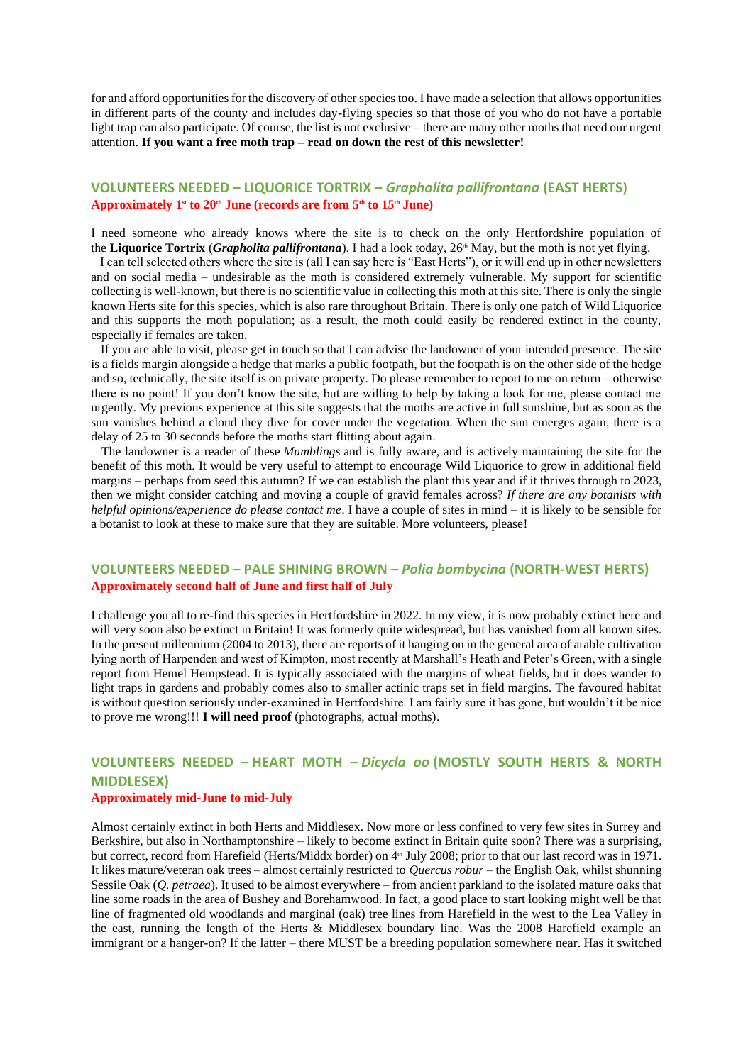for and afford opportunities for the discovery of other species too. I have made a selection that allows opportunities in different parts of the county and includes day-flying species so that those of you who do not have a portable light trap can also participate. Of course, the list is not exclusive – there are many other moths that need our urgent attention. **If you want a free moth trap – read on down the rest of this newsletter!**

## VOLUNTEERS NEEDED – LIQUORICE TORTRIX – *Grapholita pallifrontana* (EAST HERTS)

**Approximately 1st to 20th June (records are from 5th to 15th June)**

I need someone who already knows where the site is to check on the only Hertfordshire population of the **Liquorice Tortrix** (***Grapholita pallifrontana***). I had a look today, 26th May, but the moth is not yet flying.

I can tell selected others where the site is (all I can say here is "East Herts"), or it will end up in other newsletters and on social media – undesirable as the moth is considered extremely vulnerable. My support for scientific collecting is well-known, but there is no scientific value in collecting this moth at this site. There is only the single known Herts site for this species, which is also rare throughout Britain. There is only one patch of Wild Liquorice and this supports the moth population; as a result, the moth could easily be rendered extinct in the county, especially if females are taken.

If you are able to visit, please get in touch so that I can advise the landowner of your intended presence. The site is a fields margin alongside a hedge that marks a public footpath, but the footpath is on the other side of the hedge and so, technically, the site itself is on private property. Do please remember to report to me on return – otherwise there is no point! If you don't know the site, but are willing to help by taking a look for me, please contact me urgently. My previous experience at this site suggests that the moths are active in full sunshine, but as soon as the sun vanishes behind a cloud they dive for cover under the vegetation. When the sun emerges again, there is a delay of 25 to 30 seconds before the moths start flitting about again.

The landowner is a reader of these *Mumblings* and is fully aware, and is actively maintaining the site for the benefit of this moth. It would be very useful to attempt to encourage Wild Liquorice to grow in additional field margins – perhaps from seed this autumn? If we can establish the plant this year and if it thrives through to 2023, then we might consider catching and moving a couple of gravid females across? *If there are any botanists with helpful opinions/experience do please contact me*. I have a couple of sites in mind – it is likely to be sensible for a botanist to look at these to make sure that they are suitable. More volunteers, please!

## VOLUNTEERS NEEDED – PALE SHINING BROWN – *Polia bombycina* (NORTH-WEST HERTS)

**Approximately second half of June and first half of July**

I challenge you all to re-find this species in Hertfordshire in 2022. In my view, it is now probably extinct here and will very soon also be extinct in Britain! It was formerly quite widespread, but has vanished from all known sites. In the present millennium (2004 to 2013), there are reports of it hanging on in the general area of arable cultivation lying north of Harpenden and west of Kimpton, most recently at Marshall's Heath and Peter's Green, with a single report from Hemel Hempstead. It is typically associated with the margins of wheat fields, but it does wander to light traps in gardens and probably comes also to smaller actinic traps set in field margins. The favoured habitat is without question seriously under-examined in Hertfordshire. I am fairly sure it has gone, but wouldn't it be nice to prove me wrong!!! **I will need proof** (photographs, actual moths).

## VOLUNTEERS NEEDED – HEART MOTH – *Dicycla oo* (MOSTLY SOUTH HERTS & NORTH MIDDLESEX)

**Approximately mid-June to mid-July**

Almost certainly extinct in both Herts and Middlesex. Now more or less confined to very few sites in Surrey and Berkshire, but also in Northamptonshire – likely to become extinct in Britain quite soon? There was a surprising, but correct, record from Harefield (Herts/Middx border) on 4th July 2008; prior to that our last record was in 1971. It likes mature/veteran oak trees – almost certainly restricted to *Quercus robur* – the English Oak, whilst shunning Sessile Oak (*Q. petraea*). It used to be almost everywhere – from ancient parkland to the isolated mature oaks that line some roads in the area of Bushey and Borehamwood. In fact, a good place to start looking might well be that line of fragmented old woodlands and marginal (oak) tree lines from Harefield in the west to the Lea Valley in the east, running the length of the Herts & Middlesex boundary line. Was the 2008 Harefield example an immigrant or a hanger-on? If the latter – there MUST be a breeding population somewhere near. Has it switched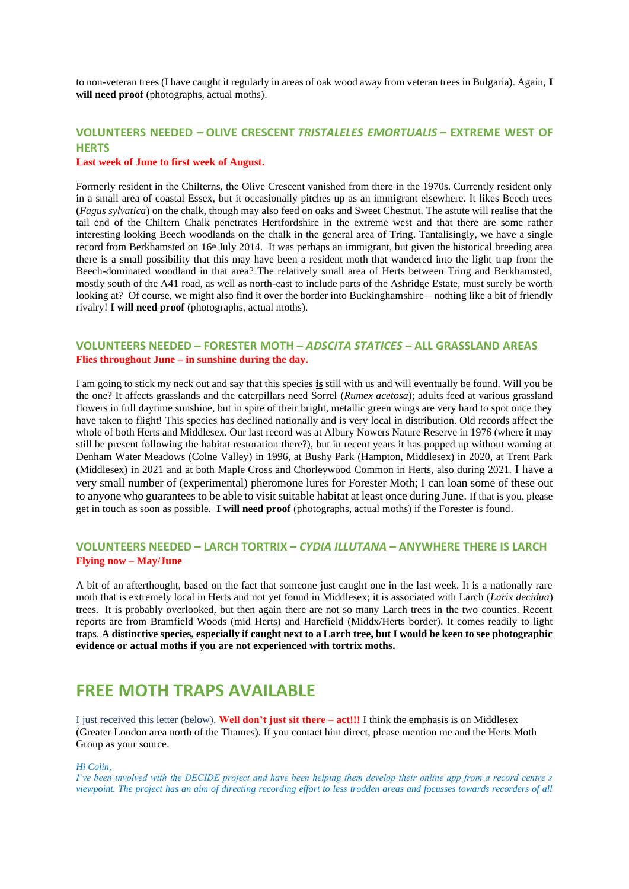to non-veteran trees (I have caught it regularly in areas of oak wood away from veteran trees in Bulgaria). Again, **I will need proof** (photographs, actual moths).

## VOLUNTEERS NEEDED – OLIVE CRESCENT *TRISTALELES EMORTUALIS* – EXTREME WEST OF HERTS

**Last week of June to first week of August.**

Formerly resident in the Chilterns, the Olive Crescent vanished from there in the 1970s. Currently resident only in a small area of coastal Essex, but it occasionally pitches up as an immigrant elsewhere. It likes Beech trees (*Fagus sylvatica*) on the chalk, though may also feed on oaks and Sweet Chestnut. The astute will realise that the tail end of the Chiltern Chalk penetrates Hertfordshire in the extreme west and that there are some rather interesting looking Beech woodlands on the chalk in the general area of Tring. Tantalisingly, we have a single record from Berkhamsted on 16th July 2014. It was perhaps an immigrant, but given the historical breeding area there is a small possibility that this may have been a resident moth that wandered into the light trap from the Beech-dominated woodland in that area? The relatively small area of Herts between Tring and Berkhamsted, mostly south of the A41 road, as well as north-east to include parts of the Ashridge Estate, must surely be worth looking at? Of course, we might also find it over the border into Buckinghamshire – nothing like a bit of friendly rivalry! **I will need proof** (photographs, actual moths).

## VOLUNTEERS NEEDED – FORESTER MOTH – *ADSCITA STATICES* – ALL GRASSLAND AREAS

**Flies throughout June – in sunshine during the day.**

I am going to stick my neck out and say that this species **is** still with us and will eventually be found. Will you be the one? It affects grasslands and the caterpillars need Sorrel (*Rumex acetosa*); adults feed at various grassland flowers in full daytime sunshine, but in spite of their bright, metallic green wings are very hard to spot once they have taken to flight! This species has declined nationally and is very local in distribution. Old records affect the whole of both Herts and Middlesex. Our last record was at Albury Nowers Nature Reserve in 1976 (where it may still be present following the habitat restoration there?), but in recent years it has popped up without warning at Denham Water Meadows (Colne Valley) in 1996, at Bushy Park (Hampton, Middlesex) in 2020, at Trent Park (Middlesex) in 2021 and at both Maple Cross and Chorleywood Common in Herts, also during 2021. I have a very small number of (experimental) pheromone lures for Forester Moth; I can loan some of these out to anyone who guarantees to be able to visit suitable habitat at least once during June. If that is you, please get in touch as soon as possible. **I will need proof** (photographs, actual moths) if the Forester is found.

## VOLUNTEERS NEEDED – LARCH TORTRIX – *CYDIA ILLUTANA* – ANYWHERE THERE IS LARCH

**Flying now – May/June**

A bit of an afterthought, based on the fact that someone just caught one in the last week. It is a nationally rare moth that is extremely local in Herts and not yet found in Middlesex; it is associated with Larch (*Larix decidua*) trees. It is probably overlooked, but then again there are not so many Larch trees in the two counties. Recent reports are from Bramfield Woods (mid Herts) and Harefield (Middx/Herts border). It comes readily to light traps. **A distinctive species, especially if caught next to a Larch tree, but I would be keen to see photographic evidence or actual moths if you are not experienced with tortrix moths.**

# FREE MOTH TRAPS AVAILABLE

I just received this letter (below). **Well don't just sit there – act!!!** I think the emphasis is on Middlesex (Greater London area north of the Thames). If you contact him direct, please mention me and the Herts Moth Group as your source.

*Hi Colin,*
*I've been involved with the DECIDE project and have been helping them develop their online app from a record centre's viewpoint. The project has an aim of directing recording effort to less trodden areas and focusses towards recorders of all*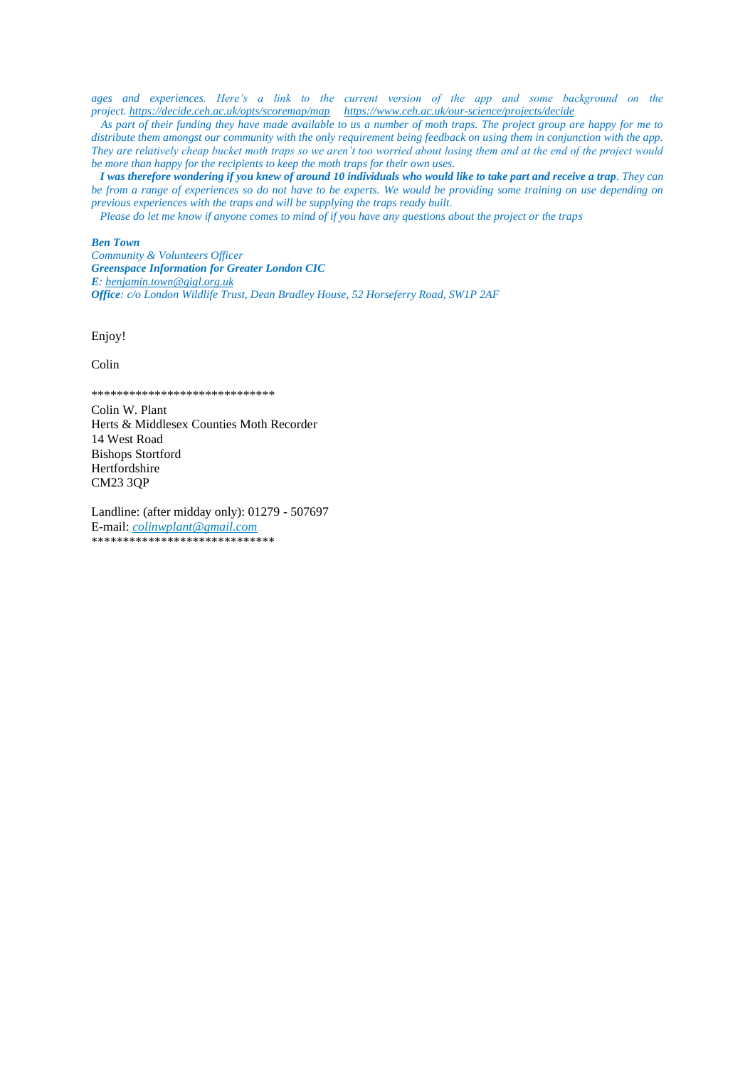*ages and experiences. Here's a link to the current version of the app and some background on the project. [https://decide.ceh.ac.uk/opts/scoremap/map](https://decide.ceh.ac.uk/opts/scoremap/map) [https://www.ceh.ac.uk/our-science/projects/decide](https://www.ceh.ac.uk/our-science/projects/decide)*

*As part of their funding they have made available to us a number of moth traps. The project group are happy for me to distribute them amongst our community with the only requirement being feedback on using them in conjunction with the app. They are relatively cheap bucket moth traps so we aren't too worried about losing them and at the end of the project would be more than happy for the recipients to keep the moth traps for their own uses.*

***I was therefore wondering if you knew of around 10 individuals who would like to take part and receive a trap**. They can be from a range of experiences so do not have to be experts. We would be providing some training on use depending on previous experiences with the traps and will be supplying the traps ready built.*

*Please do let me know if anyone comes to mind of if you have any questions about the project or the traps*

***Ben Town***
*Community & Volunteers Officer*
***Greenspace Information for Greater London CIC***
***E**: [benjamin.town@gigl.org.uk](mailto:benjamin.town@gigl.org.uk)*
***Office**: c/o London Wildlife Trust, Dean Bradley House, 52 Horseferry Road, SW1P 2AF*

Enjoy!

Colin

*****************************

Colin W. Plant
Herts & Middlesex Counties Moth Recorder
14 West Road
Bishops Stortford
Hertfordshire
CM23 3QP

Landline: (after midday only): 01279 - 507697
E-mail: [colinwplant@gmail.com](mailto:colinwplant@gmail.com)

*****************************